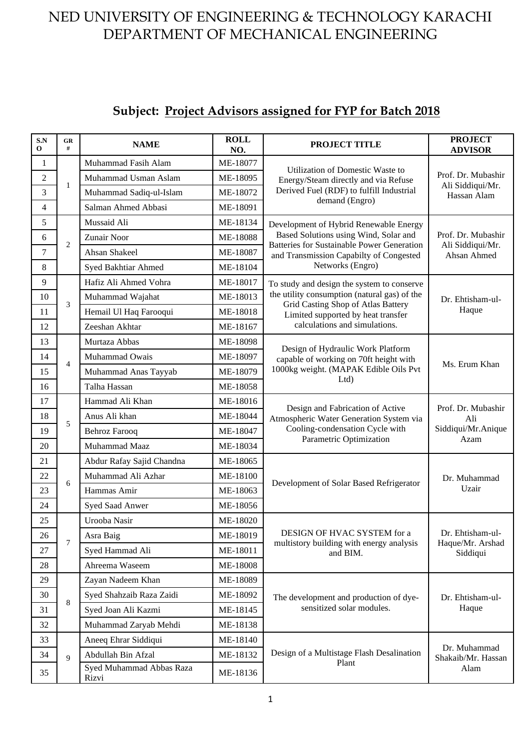# NED UNIVERSITY OF ENGINEERING & TECHNOLOGY KARACHI
# DEPARTMENT OF MECHANICAL ENGINEERING

## Subject: Project Advisors assigned for FYP for Batch 2018

| S.NO | GR # | NAME | ROLL NO. | PROJECT TITLE | PROJECT ADVISOR |
|---|---|---|---|---|---|
| 1 | 1 | Muhammad Fasih Alam | ME-18077 | Utilization of Domestic Waste to Energy/Steam directly and via Refuse Derived Fuel (RDF) to fulfill Industrial demand (Engro) | Prof. Dr. Mubashir Ali Siddiqui/Mr. Hassan Alam |
| 2 | | Muhammad Usman Aslam | ME-18095 | | |
| 3 | | Muhammad Sadiq-ul-Islam | ME-18072 | | |
| 4 | | Salman Ahmed Abbasi | ME-18091 | | |
| 5 | 2 | Mussaid Ali | ME-18134 | Development of Hybrid Renewable Energy Based Solutions using Wind, Solar and Batteries for Sustainable Power Generation and Transmission Capabilty of Congested Networks (Engro) | Prof. Dr. Mubashir Ali Siddiqui/Mr. Ahsan Ahmed |
| 6 | | Zunair Noor | ME-18088 | | |
| 7 | | Ahsan Shakeel | ME-18087 | | |
| 8 | | Syed Bakhtiar Ahmed | ME-18104 | | |
| 9 | 3 | Hafiz Ali Ahmed Vohra | ME-18017 | To study and design the system to conserve the utility consumption (natural gas) of the Grid Casting Shop of Atlas Battery Limited supported by heat transfer calculations and simulations. | Dr. Ehtisham-ul-Haque |
| 10 | | Muhammad Wajahat | ME-18013 | | |
| 11 | | Hemail Ul Haq Farooqui | ME-18018 | | |
| 12 | | Zeeshan Akhtar | ME-18167 | | |
| 13 | 4 | Murtaza Abbas | ME-18098 | Design of Hydraulic Work Platform capable of working on 70ft height with 1000kg weight. (MAPAK Edible Oils Pvt Ltd) | Ms. Erum Khan |
| 14 | | Muhammad Owais | ME-18097 | | |
| 15 | | Muhammad Anas Tayyab | ME-18079 | | |
| 16 | | Talha Hassan | ME-18058 | | |
| 17 | 5 | Hammad Ali Khan | ME-18016 | Design and Fabrication of Active Atmospheric Water Generation System via Cooling-condensation Cycle with Parametric Optimization | Prof. Dr. Mubashir Ali Siddiqui/Mr.Anique Azam |
| 18 | | Anus Ali khan | ME-18044 | | |
| 19 | | Behroz Farooq | ME-18047 | | |
| 20 | | Muhammad Maaz | ME-18034 | | |
| 21 | 6 | Abdur Rafay Sajid Chandna | ME-18065 | Development of Solar Based Refrigerator | Dr. Muhammad Uzair |
| 22 | | Muhammad Ali Azhar | ME-18100 | | |
| 23 | | Hammas Amir | ME-18063 | | |
| 24 | | Syed Saad Anwer | ME-18056 | | |
| 25 | 7 | Urooba Nasir | ME-18020 | DESIGN OF HVAC SYSTEM for a multistory building with energy analysis and BIM. | Dr. Ehtisham-ul-Haque/Mr. Arshad Siddiqui |
| 26 | | Asra Baig | ME-18019 | | |
| 27 | | Syed Hammad Ali | ME-18011 | | |
| 28 | | Ahreema Waseem | ME-18008 | | |
| 29 | 8 | Zayan Nadeem Khan | ME-18089 | The development and production of dye-sensitized solar modules. | Dr. Ehtisham-ul-Haque |
| 30 | | Syed Shahzaib Raza Zaidi | ME-18092 | | |
| 31 | | Syed Joan Ali Kazmi | ME-18145 | | |
| 32 | | Muhammad Zaryab Mehdi | ME-18138 | | |
| 33 | 9 | Aneeq Ehrar Siddiqui | ME-18140 | Design of a Multistage Flash Desalination Plant | Dr. Muhammad Shakaib/Mr. Hassan Alam |
| 34 | | Abdullah Bin Afzal | ME-18132 | | |
| 35 | | Syed Muhammad Abbas Raza Rizvi | ME-18136 | | |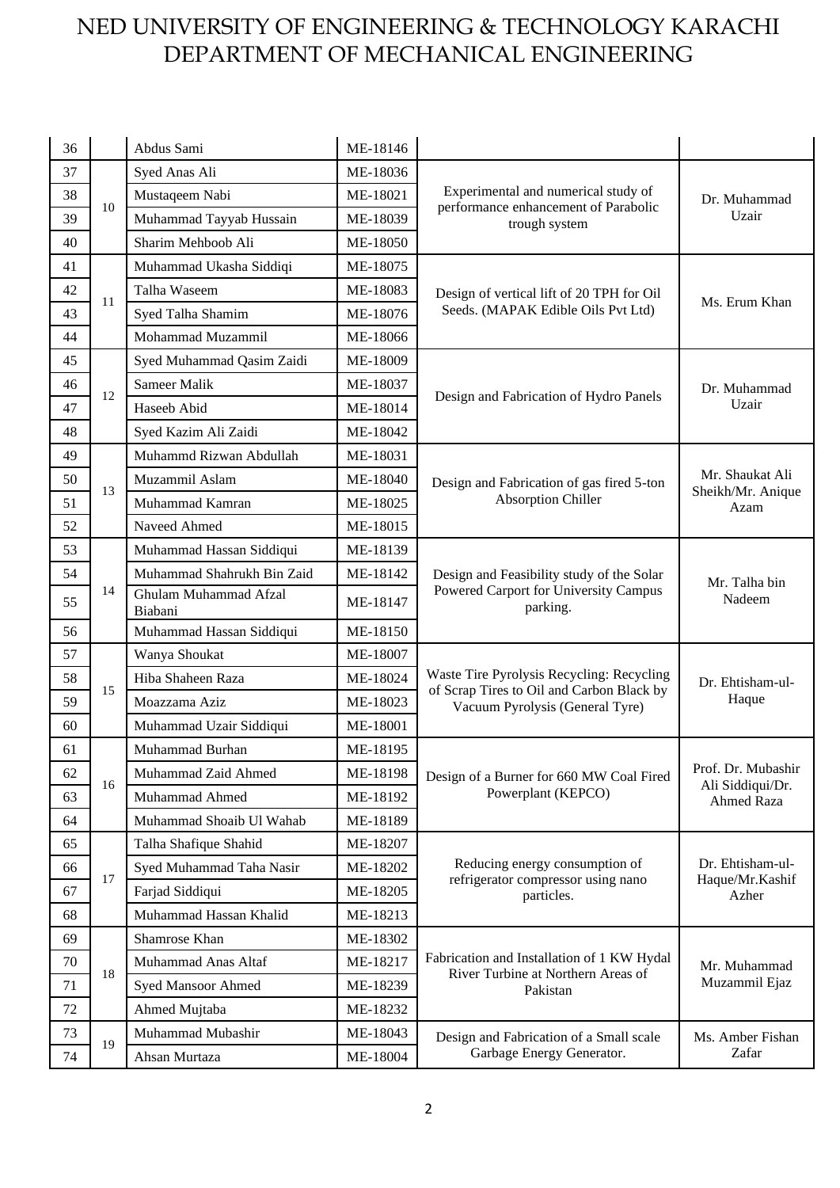# NED UNIVERSITY OF ENGINEERING & TECHNOLOGY KARACHI
# DEPARTMENT OF MECHANICAL ENGINEERING

| | | | | | |
|---|---|---|---|---|---|
| 36 | | Abdus Sami | ME-18146 | | |
| 37 | 10 | Syed Anas Ali | ME-18036 | Experimental and numerical study of performance enhancement of Parabolic trough system | Dr. Muhammad Uzair |
| 38 | | Mustaqeem Nabi | ME-18021 | | |
| 39 | | Muhammad Tayyab Hussain | ME-18039 | | |
| 40 | | Sharim Mehboob Ali | ME-18050 | | |
| 41 | 11 | Muhammad Ukasha Siddiqi | ME-18075 | Design of vertical lift of 20 TPH for Oil Seeds. (MAPAK Edible Oils Pvt Ltd) | Ms. Erum Khan |
| 42 | | Talha Waseem | ME-18083 | | |
| 43 | | Syed Talha Shamim | ME-18076 | | |
| 44 | | Mohammad Muzammil | ME-18066 | | |
| 45 | 12 | Syed Muhammad Qasim Zaidi | ME-18009 | Design and Fabrication of Hydro Panels | Dr. Muhammad Uzair |
| 46 | | Sameer Malik | ME-18037 | | |
| 47 | | Haseeb Abid | ME-18014 | | |
| 48 | | Syed Kazim Ali Zaidi | ME-18042 | | |
| 49 | 13 | Muhammd Rizwan Abdullah | ME-18031 | Design and Fabrication of gas fired 5-ton Absorption Chiller | Mr. Shaukat Ali Sheikh/Mr. Anique Azam |
| 50 | | Muzammil Aslam | ME-18040 | | |
| 51 | | Muhammad Kamran | ME-18025 | | |
| 52 | | Naveed Ahmed | ME-18015 | | |
| 53 | 14 | Muhammad Hassan Siddiqui | ME-18139 | Design and Feasibility study of the Solar Powered Carport for University Campus parking. | Mr. Talha bin Nadeem |
| 54 | | Muhammad Shahrukh Bin Zaid | ME-18142 | | |
| 55 | | Ghulam Muhammad Afzal Biabani | ME-18147 | | |
| 56 | | Muhammad Hassan Siddiqui | ME-18150 | | |
| 57 | 15 | Wanya Shoukat | ME-18007 | Waste Tire Pyrolysis Recycling: Recycling of Scrap Tires to Oil and Carbon Black by Vacuum Pyrolysis (General Tyre) | Dr. Ehtisham-ul-Haque |
| 58 | | Hiba Shaheen Raza | ME-18024 | | |
| 59 | | Moazzama Aziz | ME-18023 | | |
| 60 | | Muhammad Uzair Siddiqui | ME-18001 | | |
| 61 | 16 | Muhammad Burhan | ME-18195 | Design of a Burner for 660 MW Coal Fired Powerplant (KEPCO) | Prof. Dr. Mubashir Ali Siddiqui/Dr. Ahmed Raza |
| 62 | | Muhammad Zaid Ahmed | ME-18198 | | |
| 63 | | Muhammad Ahmed | ME-18192 | | |
| 64 | | Muhammad Shoaib Ul Wahab | ME-18189 | | |
| 65 | 17 | Talha Shafique Shahid | ME-18207 | Reducing energy consumption of refrigerator compressor using nano particles. | Dr. Ehtisham-ul-Haque/Mr.Kashif Azher |
| 66 | | Syed Muhammad Taha Nasir | ME-18202 | | |
| 67 | | Farjad Siddiqui | ME-18205 | | |
| 68 | | Muhammad Hassan Khalid | ME-18213 | | |
| 69 | 18 | Shamrose Khan | ME-18302 | Fabrication and Installation of 1 KW Hydal River Turbine at Northern Areas of Pakistan | Mr. Muhammad Muzammil Ejaz |
| 70 | | Muhammad Anas Altaf | ME-18217 | | |
| 71 | | Syed Mansoor Ahmed | ME-18239 | | |
| 72 | | Ahmed Mujtaba | ME-18232 | | |
| 73 | 19 | Muhammad Mubashir | ME-18043 | Design and Fabrication of a Small scale Garbage Energy Generator. | Ms. Amber Fishan Zafar |
| 74 | | Ahsan Murtaza | ME-18004 | | |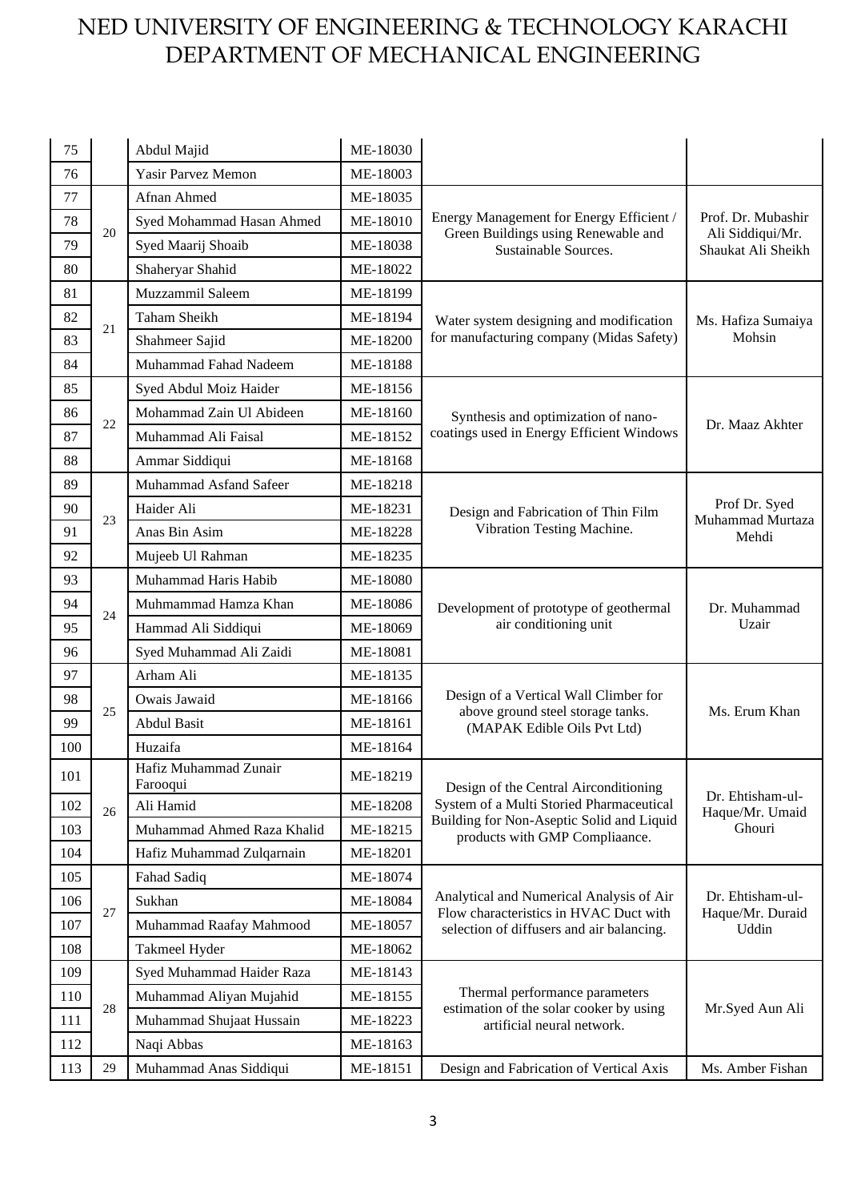# NED UNIVERSITY OF ENGINEERING & TECHNOLOGY KARACHI
# DEPARTMENT OF MECHANICAL ENGINEERING

| | | | | | |
|---|---|---|---|---|---|
| 75 | | Abdul Majid | ME-18030 | | |
| 76 | | Yasir Parvez Memon | ME-18003 | | |
| 77 | 20 | Afnan Ahmed | ME-18035 | Energy Management for Energy Efficient / Green Buildings using Renewable and Sustainable Sources. | Prof. Dr. Mubashir Ali Siddiqui/Mr. Shaukat Ali Sheikh |
| 78 | | Syed Mohammad Hasan Ahmed | ME-18010 | | |
| 79 | | Syed Maarij Shoaib | ME-18038 | | |
| 80 | | Shaheryar Shahid | ME-18022 | | |
| 81 | 21 | Muzzammil Saleem | ME-18199 | Water system designing and modification for manufacturing company (Midas Safety) | Ms. Hafiza Sumaiya Mohsin |
| 82 | | Taham Sheikh | ME-18194 | | |
| 83 | | Shahmeer Sajid | ME-18200 | | |
| 84 | | Muhammad Fahad Nadeem | ME-18188 | | |
| 85 | 22 | Syed Abdul Moiz Haider | ME-18156 | Synthesis and optimization of nano-coatings used in Energy Efficient Windows | Dr. Maaz Akhter |
| 86 | | Mohammad Zain Ul Abideen | ME-18160 | | |
| 87 | | Muhammad Ali Faisal | ME-18152 | | |
| 88 | | Ammar Siddiqui | ME-18168 | | |
| 89 | 23 | Muhammad Asfand Safeer | ME-18218 | Design and Fabrication of Thin Film Vibration Testing Machine. | Prof Dr. Syed Muhammad Murtaza Mehdi |
| 90 | | Haider Ali | ME-18231 | | |
| 91 | | Anas Bin Asim | ME-18228 | | |
| 92 | | Mujeeb Ul Rahman | ME-18235 | | |
| 93 | 24 | Muhammad Haris Habib | ME-18080 | Development of prototype of geothermal air conditioning unit | Dr. Muhammad Uzair |
| 94 | | Muhmammad Hamza Khan | ME-18086 | | |
| 95 | | Hammad Ali Siddiqui | ME-18069 | | |
| 96 | | Syed Muhammad Ali Zaidi | ME-18081 | | |
| 97 | 25 | Arham Ali | ME-18135 | Design of a Vertical Wall Climber for above ground steel storage tanks. (MAPAK Edible Oils Pvt Ltd) | Ms. Erum Khan |
| 98 | | Owais Jawaid | ME-18166 | | |
| 99 | | Abdul Basit | ME-18161 | | |
| 100 | | Huzaifa | ME-18164 | | |
| 101 | 26 | Hafiz Muhammad Zunair Farooqui | ME-18219 | Design of the Central Airconditioning System of a Multi Storied Pharmaceutical Building for Non-Aseptic Solid and Liquid products with GMP Compliaance. | Dr. Ehtisham-ul-Haque/Mr. Umaid Ghouri |
| 102 | | Ali Hamid | ME-18208 | | |
| 103 | | Muhammad Ahmed Raza Khalid | ME-18215 | | |
| 104 | | Hafiz Muhammad Zulqarnain | ME-18201 | | |
| 105 | 27 | Fahad Sadiq | ME-18074 | Analytical and Numerical Analysis of Air Flow characteristics in HVAC Duct with selection of diffusers and air balancing. | Dr. Ehtisham-ul-Haque/Mr. Duraid Uddin |
| 106 | | Sukhan | ME-18084 | | |
| 107 | | Muhammad Raafay Mahmood | ME-18057 | | |
| 108 | | Takmeel Hyder | ME-18062 | | |
| 109 | 28 | Syed Muhammad Haider Raza | ME-18143 | Thermal performance parameters estimation of the solar cooker by using artificial neural network. | Mr.Syed Aun Ali |
| 110 | | Muhammad Aliyan Mujahid | ME-18155 | | |
| 111 | | Muhammad Shujaat Hussain | ME-18223 | | |
| 112 | | Naqi Abbas | ME-18163 | | |
| 113 | 29 | Muhammad Anas Siddiqui | ME-18151 | Design and Fabrication of Vertical Axis | Ms. Amber Fishan |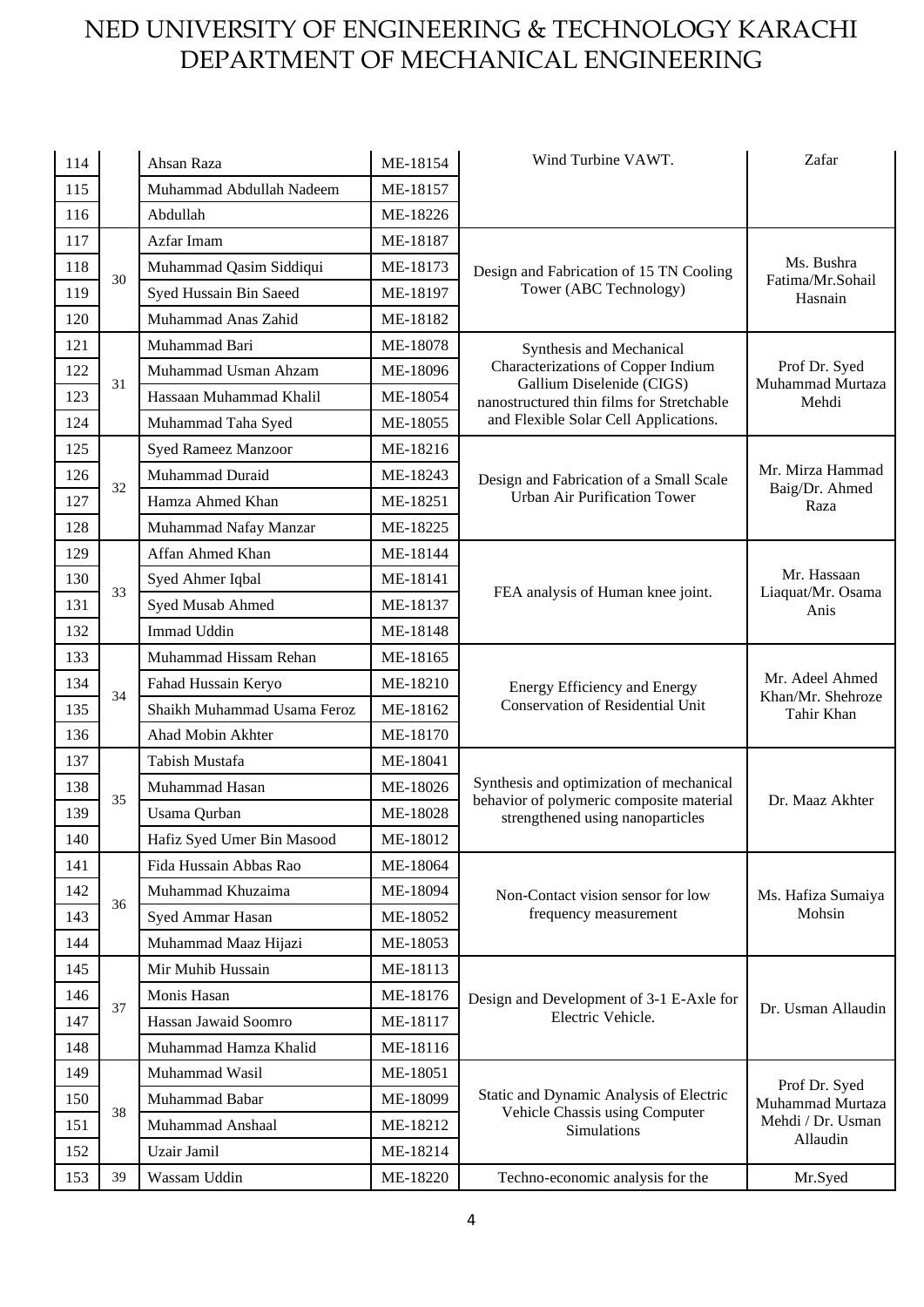# NED UNIVERSITY OF ENGINEERING & TECHNOLOGY KARACHI
## DEPARTMENT OF MECHANICAL ENGINEERING

| | | | | | |
|---|---|---|---|---|---|
| 114 | | Ahsan Raza | ME-18154 | Wind Turbine VAWT. | Zafar |
| 115 | | Muhammad Abdullah Nadeem | ME-18157 | | |
| 116 | | Abdullah | ME-18226 | | |
| 117 | 30 | Azfar Imam | ME-18187 | Design and Fabrication of 15 TN Cooling Tower (ABC Technology) | Ms. Bushra Fatima/Mr.Sohail Hasnain |
| 118 | | Muhammad Qasim Siddiqui | ME-18173 | | |
| 119 | | Syed Hussain Bin Saeed | ME-18197 | | |
| 120 | | Muhammad Anas Zahid | ME-18182 | | |
| 121 | 31 | Muhammad Bari | ME-18078 | Synthesis and Mechanical Characterizations of Copper Indium Gallium Diselenide (CIGS) nanostructured thin films for Stretchable and Flexible Solar Cell Applications. | Prof Dr. Syed Muhammad Murtaza Mehdi |
| 122 | | Muhammad Usman Ahzam | ME-18096 | | |
| 123 | | Hassaan Muhammad Khalil | ME-18054 | | |
| 124 | | Muhammad Taha Syed | ME-18055 | | |
| 125 | 32 | Syed Rameez Manzoor | ME-18216 | Design and Fabrication of a Small Scale Urban Air Purification Tower | Mr. Mirza Hammad Baig/Dr. Ahmed Raza |
| 126 | | Muhammad Duraid | ME-18243 | | |
| 127 | | Hamza Ahmed Khan | ME-18251 | | |
| 128 | | Muhammad Nafay Manzar | ME-18225 | | |
| 129 | 33 | Affan Ahmed Khan | ME-18144 | FEA analysis of Human knee joint. | Mr. Hassaan Liaquat/Mr. Osama Anis |
| 130 | | Syed Ahmer Iqbal | ME-18141 | | |
| 131 | | Syed Musab Ahmed | ME-18137 | | |
| 132 | | Immad Uddin | ME-18148 | | |
| 133 | 34 | Muhammad Hissam Rehan | ME-18165 | Energy Efficiency and Energy Conservation of Residential Unit | Mr. Adeel Ahmed Khan/Mr. Shehroze Tahir Khan |
| 134 | | Fahad Hussain Keryo | ME-18210 | | |
| 135 | | Shaikh Muhammad Usama Feroz | ME-18162 | | |
| 136 | | Ahad Mobin Akhter | ME-18170 | | |
| 137 | 35 | Tabish Mustafa | ME-18041 | Synthesis and optimization of mechanical behavior of polymeric composite material strengthened using nanoparticles | Dr. Maaz Akhter |
| 138 | | Muhammad Hasan | ME-18026 | | |
| 139 | | Usama Qurban | ME-18028 | | |
| 140 | | Hafiz Syed Umer Bin Masood | ME-18012 | | |
| 141 | 36 | Fida Hussain Abbas Rao | ME-18064 | Non-Contact vision sensor for low frequency measurement | Ms. Hafiza Sumaiya Mohsin |
| 142 | | Muhammad Khuzaima | ME-18094 | | |
| 143 | | Syed Ammar Hasan | ME-18052 | | |
| 144 | | Muhammad Maaz Hijazi | ME-18053 | | |
| 145 | 37 | Mir Muhib Hussain | ME-18113 | Design and Development of 3-1 E-Axle for Electric Vehicle. | Dr. Usman Allaudin |
| 146 | | Monis Hasan | ME-18176 | | |
| 147 | | Hassan Jawaid Soomro | ME-18117 | | |
| 148 | | Muhammad Hamza Khalid | ME-18116 | | |
| 149 | 38 | Muhammad Wasil | ME-18051 | Static and Dynamic Analysis of Electric Vehicle Chassis using Computer Simulations | Prof Dr. Syed Muhammad Murtaza Mehdi / Dr. Usman Allaudin |
| 150 | | Muhammad Babar | ME-18099 | | |
| 151 | | Muhammad Anshaal | ME-18212 | | |
| 152 | | Uzair Jamil | ME-18214 | | |
| 153 | 39 | Wassam Uddin | ME-18220 | Techno-economic analysis for the | Mr.Syed |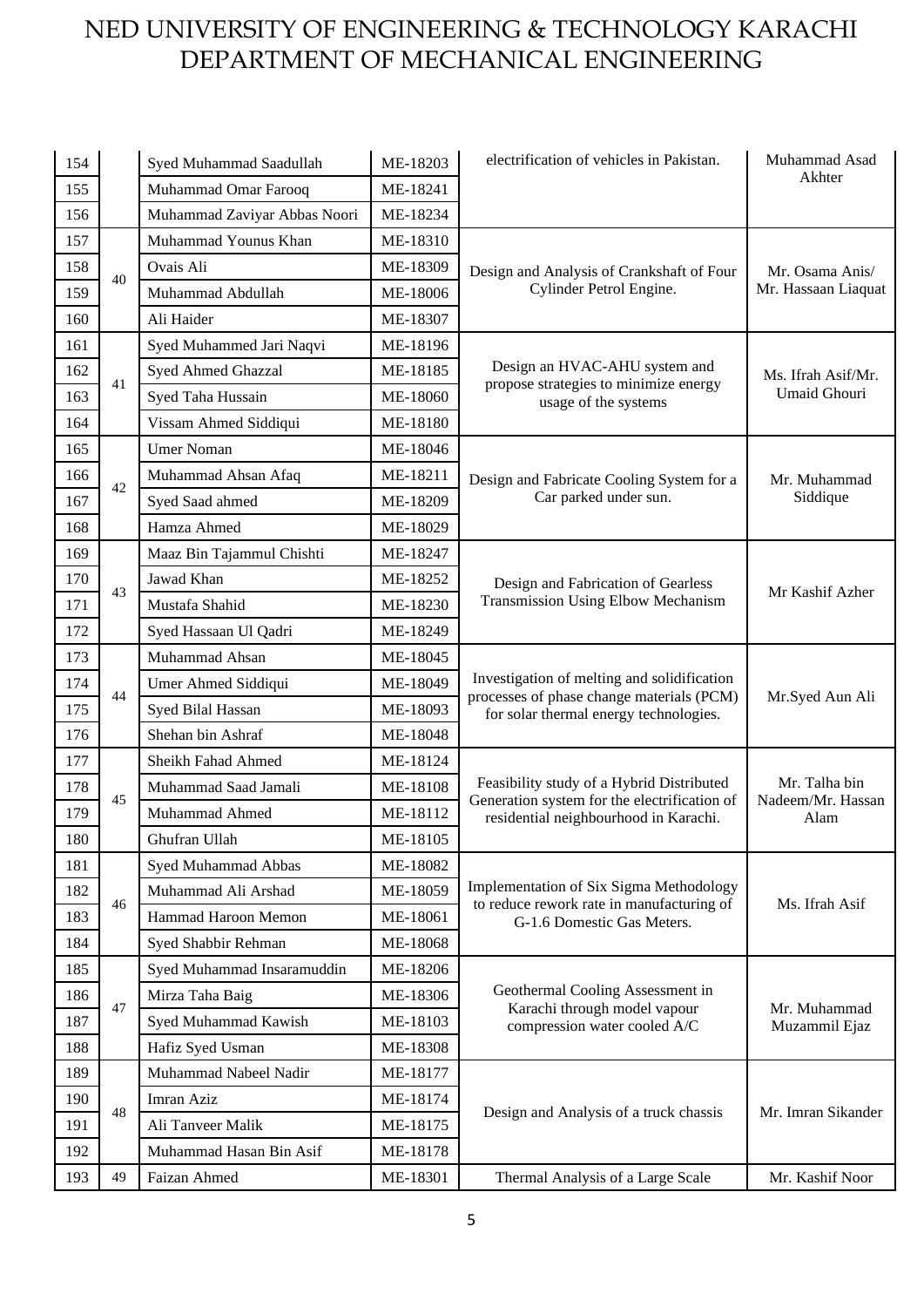# NED UNIVERSITY OF ENGINEERING & TECHNOLOGY KARACHI
## DEPARTMENT OF MECHANICAL ENGINEERING

| | | | | | |
|---|---|---|---|---|---|
| 154 | | Syed Muhammad Saadullah | ME-18203 | electrification of vehicles in Pakistan. | Muhammad Asad Akhter |
| 155 | | Muhammad Omar Farooq | ME-18241 | | |
| 156 | | Muhammad Zaviyar Abbas Noori | ME-18234 | | |
| 157 | 40 | Muhammad Younus Khan | ME-18310 | Design and Analysis of Crankshaft of Four Cylinder Petrol Engine. | Mr. Osama Anis/ Mr. Hassaan Liaquat |
| 158 | | Ovais Ali | ME-18309 | | |
| 159 | | Muhammad Abdullah | ME-18006 | | |
| 160 | | Ali Haider | ME-18307 | | |
| 161 | 41 | Syed Muhammed Jari Naqvi | ME-18196 | Design an HVAC-AHU system and propose strategies to minimize energy usage of the systems | Ms. Ifrah Asif/Mr. Umaid Ghouri |
| 162 | | Syed Ahmed Ghazzal | ME-18185 | | |
| 163 | | Syed Taha Hussain | ME-18060 | | |
| 164 | | Vissam Ahmed Siddiqui | ME-18180 | | |
| 165 | 42 | Umer Noman | ME-18046 | Design and Fabricate Cooling System for a Car parked under sun. | Mr. Muhammad Siddique |
| 166 | | Muhammad Ahsan Afaq | ME-18211 | | |
| 167 | | Syed Saad ahmed | ME-18209 | | |
| 168 | | Hamza Ahmed | ME-18029 | | |
| 169 | 43 | Maaz Bin Tajammul Chishti | ME-18247 | Design and Fabrication of Gearless Transmission Using Elbow Mechanism | Mr Kashif Azher |
| 170 | | Jawad Khan | ME-18252 | | |
| 171 | | Mustafa Shahid | ME-18230 | | |
| 172 | | Syed Hassaan Ul Qadri | ME-18249 | | |
| 173 | 44 | Muhammad Ahsan | ME-18045 | Investigation of melting and solidification processes of phase change materials (PCM) for solar thermal energy technologies. | Mr.Syed Aun Ali |
| 174 | | Umer Ahmed Siddiqui | ME-18049 | | |
| 175 | | Syed Bilal Hassan | ME-18093 | | |
| 176 | | Shehan bin Ashraf | ME-18048 | | |
| 177 | 45 | Sheikh Fahad Ahmed | ME-18124 | Feasibility study of a Hybrid Distributed Generation system for the electrification of residential neighbourhood in Karachi. | Mr. Talha bin Nadeem/Mr. Hassan Alam |
| 178 | | Muhammad Saad Jamali | ME-18108 | | |
| 179 | | Muhammad Ahmed | ME-18112 | | |
| 180 | | Ghufran Ullah | ME-18105 | | |
| 181 | 46 | Syed Muhammad Abbas | ME-18082 | Implementation of Six Sigma Methodology to reduce rework rate in manufacturing of G-1.6 Domestic Gas Meters. | Ms. Ifrah Asif |
| 182 | | Muhammad Ali Arshad | ME-18059 | | |
| 183 | | Hammad Haroon Memon | ME-18061 | | |
| 184 | | Syed Shabbir Rehman | ME-18068 | | |
| 185 | 47 | Syed Muhammad Insaramuddin | ME-18206 | Geothermal Cooling Assessment in Karachi through model vapour compression water cooled A/C | Mr. Muhammad Muzammil Ejaz |
| 186 | | Mirza Taha Baig | ME-18306 | | |
| 187 | | Syed Muhammad Kawish | ME-18103 | | |
| 188 | | Hafiz Syed Usman | ME-18308 | | |
| 189 | 48 | Muhammad Nabeel Nadir | ME-18177 | Design and Analysis of a truck chassis | Mr. Imran Sikander |
| 190 | | Imran Aziz | ME-18174 | | |
| 191 | | Ali Tanveer Malik | ME-18175 | | |
| 192 | | Muhammad Hasan Bin Asif | ME-18178 | | |
| 193 | 49 | Faizan Ahmed | ME-18301 | Thermal Analysis of a Large Scale | Mr. Kashif Noor |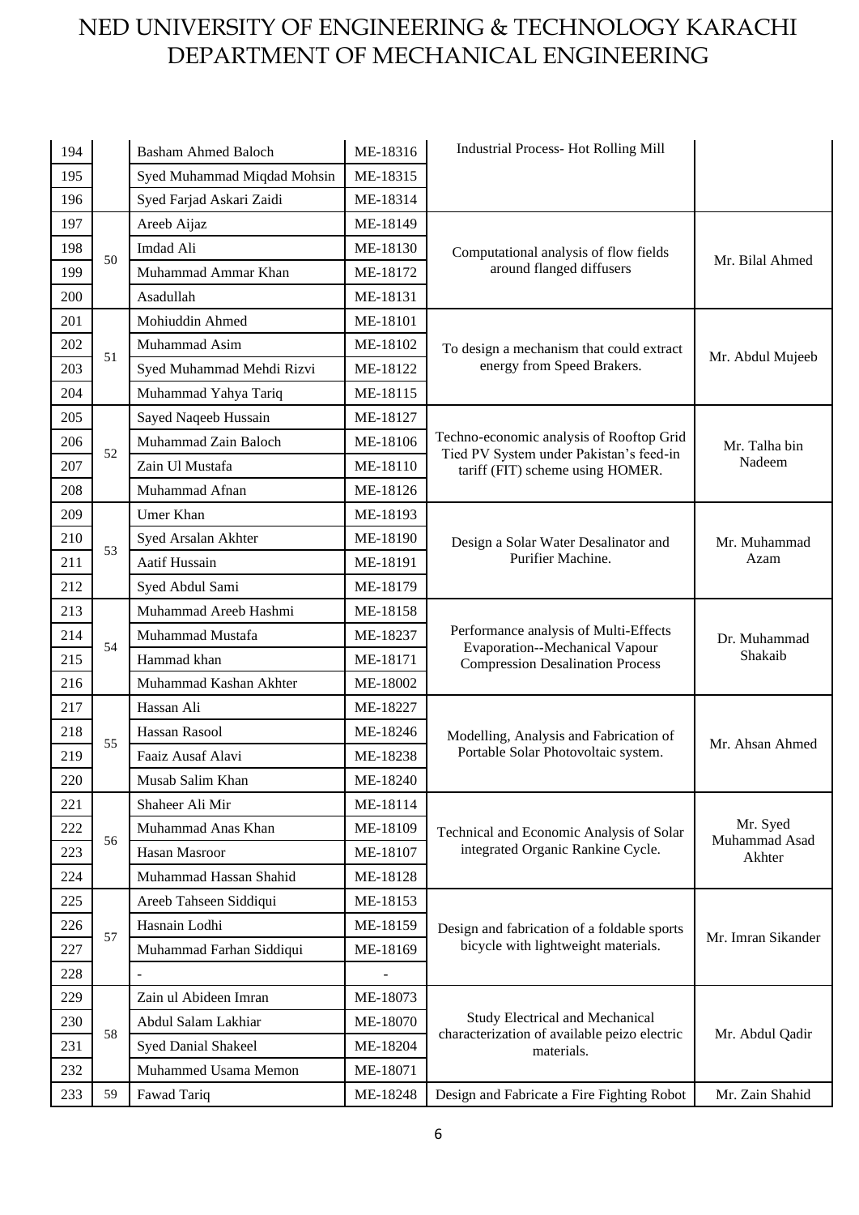# NED UNIVERSITY OF ENGINEERING & TECHNOLOGY KARACHI
## DEPARTMENT OF MECHANICAL ENGINEERING

| | | | | | |
|---|---|---|---|---|---|
| 194 | | Basham Ahmed Baloch | ME-18316 | Industrial Process- Hot Rolling Mill | |
| 195 | | Syed Muhammad Miqdad Mohsin | ME-18315 | | |
| 196 | | Syed Farjad Askari Zaidi | ME-18314 | | |
| 197 | 50 | Areeb Aijaz | ME-18149 | Computational analysis of flow fields around flanged diffusers | Mr. Bilal Ahmed |
| 198 | | Imdad Ali | ME-18130 | | |
| 199 | | Muhammad Ammar Khan | ME-18172 | | |
| 200 | | Asadullah | ME-18131 | | |
| 201 | 51 | Mohiuddin Ahmed | ME-18101 | To design a mechanism that could extract energy from Speed Brakers. | Mr. Abdul Mujeeb |
| 202 | | Muhammad Asim | ME-18102 | | |
| 203 | | Syed Muhammad Mehdi Rizvi | ME-18122 | | |
| 204 | | Muhammad Yahya Tariq | ME-18115 | | |
| 205 | 52 | Sayed Naqeeb Hussain | ME-18127 | Techno-economic analysis of Rooftop Grid Tied PV System under Pakistan's feed-in tariff (FIT) scheme using HOMER. | Mr. Talha bin Nadeem |
| 206 | | Muhammad Zain Baloch | ME-18106 | | |
| 207 | | Zain Ul Mustafa | ME-18110 | | |
| 208 | | Muhammad Afnan | ME-18126 | | |
| 209 | 53 | Umer Khan | ME-18193 | Design a Solar Water Desalinator and Purifier Machine. | Mr. Muhammad Azam |
| 210 | | Syed Arsalan Akhter | ME-18190 | | |
| 211 | | Aatif Hussain | ME-18191 | | |
| 212 | | Syed Abdul Sami | ME-18179 | | |
| 213 | 54 | Muhammad Areeb Hashmi | ME-18158 | Performance analysis of Multi-Effects Evaporation--Mechanical Vapour Compression Desalination Process | Dr. Muhammad Shakaib |
| 214 | | Muhammad Mustafa | ME-18237 | | |
| 215 | | Hammad khan | ME-18171 | | |
| 216 | | Muhammad Kashan Akhter | ME-18002 | | |
| 217 | 55 | Hassan Ali | ME-18227 | Modelling, Analysis and Fabrication of Portable Solar Photovoltaic system. | Mr. Ahsan Ahmed |
| 218 | | Hassan Rasool | ME-18246 | | |
| 219 | | Faaiz Ausaf Alavi | ME-18238 | | |
| 220 | | Musab Salim Khan | ME-18240 | | |
| 221 | 56 | Shaheer Ali Mir | ME-18114 | Technical and Economic Analysis of Solar integrated Organic Rankine Cycle. | Mr. Syed Muhammad Asad Akhter |
| 222 | | Muhammad Anas Khan | ME-18109 | | |
| 223 | | Hasan Masroor | ME-18107 | | |
| 224 | | Muhammad Hassan Shahid | ME-18128 | | |
| 225 | 57 | Areeb Tahseen Siddiqui | ME-18153 | Design and fabrication of a foldable sports bicycle with lightweight materials. | Mr. Imran Sikander |
| 226 | | Hasnain Lodhi | ME-18159 | | |
| 227 | | Muhammad Farhan Siddiqui | ME-18169 | | |
| 228 | | - | - | | |
| 229 | 58 | Zain ul Abideen Imran | ME-18073 | Study Electrical and Mechanical characterization of available peizo electric materials. | Mr. Abdul Qadir |
| 230 | | Abdul Salam Lakhiar | ME-18070 | | |
| 231 | | Syed Danial Shakeel | ME-18204 | | |
| 232 | | Muhammed Usama Memon | ME-18071 | | |
| 233 | 59 | Fawad Tariq | ME-18248 | Design and Fabricate a Fire Fighting Robot | Mr. Zain Shahid |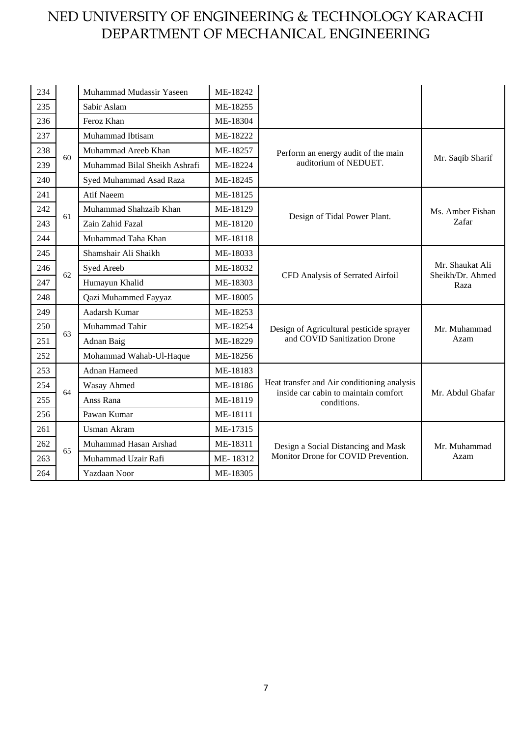# NED UNIVERSITY OF ENGINEERING & TECHNOLOGY KARACHI
## DEPARTMENT OF MECHANICAL ENGINEERING

| | | | | | |
|---|---|---|---|---|---|
| 234 | | Muhammad Mudassir Yaseen | ME-18242 | | |
| 235 | | Sabir Aslam | ME-18255 | | |
| 236 | | Feroz Khan | ME-18304 | | |
| 237 | 60 | Muhammad Ibtisam | ME-18222 | Perform an energy audit of the main auditorium of NEDUET. | Mr. Saqib Sharif |
| 238 | | Muhammad Areeb Khan | ME-18257 | | |
| 239 | | Muhammad Bilal Sheikh Ashrafi | ME-18224 | | |
| 240 | | Syed Muhammad Asad Raza | ME-18245 | | |
| 241 | 61 | Atif Naeem | ME-18125 | Design of Tidal Power Plant. | Ms. Amber Fishan Zafar |
| 242 | | Muhammad Shahzaib Khan | ME-18129 | | |
| 243 | | Zain Zahid Fazal | ME-18120 | | |
| 244 | | Muhammad Taha Khan | ME-18118 | | |
| 245 | 62 | Shamshair Ali Shaikh | ME-18033 | CFD Analysis of Serrated Airfoil | Mr. Shaukat Ali Sheikh/Dr. Ahmed Raza |
| 246 | | Syed Areeb | ME-18032 | | |
| 247 | | Humayun Khalid | ME-18303 | | |
| 248 | | Qazi Muhammed Fayyaz | ME-18005 | | |
| 249 | 63 | Aadarsh Kumar | ME-18253 | Design of Agricultural pesticide sprayer and COVID Sanitization Drone | Mr. Muhammad Azam |
| 250 | | Muhammad Tahir | ME-18254 | | |
| 251 | | Adnan Baig | ME-18229 | | |
| 252 | | Mohammad Wahab-Ul-Haque | ME-18256 | | |
| 253 | 64 | Adnan Hameed | ME-18183 | Heat transfer and Air conditioning analysis inside car cabin to maintain comfort conditions. | Mr. Abdul Ghafar |
| 254 | | Wasay Ahmed | ME-18186 | | |
| 255 | | Anss Rana | ME-18119 | | |
| 256 | | Pawan Kumar | ME-18111 | | |
| 261 | 65 | Usman Akram | ME-17315 | Design a Social Distancing and Mask Monitor Drone for COVID Prevention. | Mr. Muhammad Azam |
| 262 | | Muhammad Hasan Arshad | ME-18311 | | |
| 263 | | Muhammad Uzair Rafi | ME- 18312 | | |
| 264 | | Yazdaan Noor | ME-18305 | | |